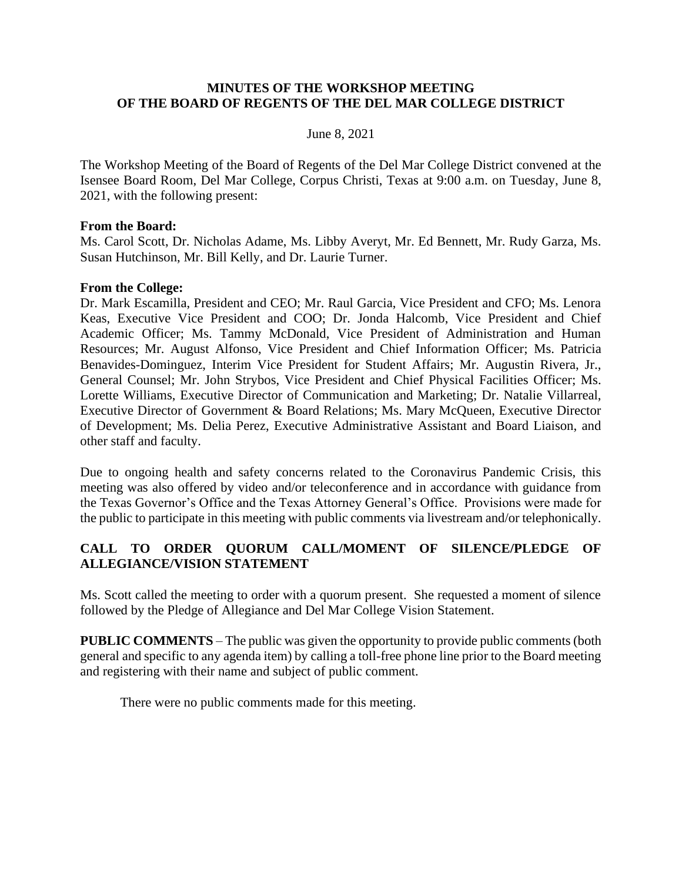# MINUTES OF THE WORKSHOP MEETING OF THE BOARD OF REGENTS OF THE DEL MAR COLLEGE DISTRICT

June 8, 2021

The Workshop Meeting of the Board of Regents of the Del Mar College District convened at the Isensee Board Room, Del Mar College, Corpus Christi, Texas at 9:00 a.m. on Tuesday, June 8, 2021, with the following present:

**From the Board:**
Ms. Carol Scott, Dr. Nicholas Adame, Ms. Libby Averyt, Mr. Ed Bennett, Mr. Rudy Garza, Ms. Susan Hutchinson, Mr. Bill Kelly, and Dr. Laurie Turner.

**From the College:**
Dr. Mark Escamilla, President and CEO; Mr. Raul Garcia, Vice President and CFO; Ms. Lenora Keas, Executive Vice President and COO; Dr. Jonda Halcomb, Vice President and Chief Academic Officer; Ms. Tammy McDonald, Vice President of Administration and Human Resources; Mr. August Alfonso, Vice President and Chief Information Officer; Ms. Patricia Benavides-Dominguez, Interim Vice President for Student Affairs; Mr. Augustin Rivera, Jr., General Counsel; Mr. John Strybos, Vice President and Chief Physical Facilities Officer; Ms. Lorette Williams, Executive Director of Communication and Marketing; Dr. Natalie Villarreal, Executive Director of Government & Board Relations; Ms. Mary McQueen, Executive Director of Development; Ms. Delia Perez, Executive Administrative Assistant and Board Liaison, and other staff and faculty.

Due to ongoing health and safety concerns related to the Coronavirus Pandemic Crisis, this meeting was also offered by video and/or teleconference and in accordance with guidance from the Texas Governor's Office and the Texas Attorney General's Office. Provisions were made for the public to participate in this meeting with public comments via livestream and/or telephonically.

## CALL TO ORDER QUORUM CALL/MOMENT OF SILENCE/PLEDGE OF ALLEGIANCE/VISION STATEMENT

Ms. Scott called the meeting to order with a quorum present. She requested a moment of silence followed by the Pledge of Allegiance and Del Mar College Vision Statement.

**PUBLIC COMMENTS** – The public was given the opportunity to provide public comments (both general and specific to any agenda item) by calling a toll-free phone line prior to the Board meeting and registering with their name and subject of public comment.

There were no public comments made for this meeting.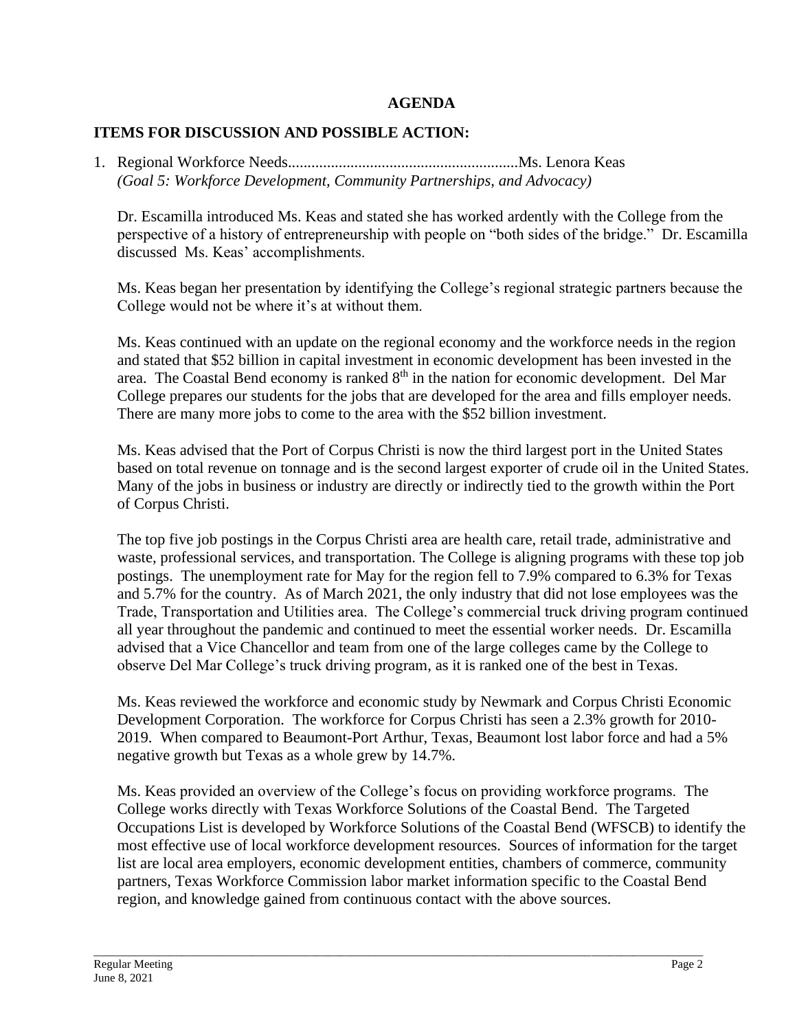## AGENDA

### ITEMS FOR DISCUSSION AND POSSIBLE ACTION:

1. Regional Workforce Needs...........................................................Ms. Lenora Keas
   *(Goal 5: Workforce Development, Community Partnerships, and Advocacy)*

   Dr. Escamilla introduced Ms. Keas and stated she has worked ardently with the College from the perspective of a history of entrepreneurship with people on "both sides of the bridge." Dr. Escamilla discussed Ms. Keas' accomplishments.

   Ms. Keas began her presentation by identifying the College's regional strategic partners because the College would not be where it's at without them.

   Ms. Keas continued with an update on the regional economy and the workforce needs in the region and stated that $52 billion in capital investment in economic development has been invested in the area. The Coastal Bend economy is ranked 8th in the nation for economic development. Del Mar College prepares our students for the jobs that are developed for the area and fills employer needs. There are many more jobs to come to the area with the $52 billion investment.

   Ms. Keas advised that the Port of Corpus Christi is now the third largest port in the United States based on total revenue on tonnage and is the second largest exporter of crude oil in the United States. Many of the jobs in business or industry are directly or indirectly tied to the growth within the Port of Corpus Christi.

   The top five job postings in the Corpus Christi area are health care, retail trade, administrative and waste, professional services, and transportation. The College is aligning programs with these top job postings. The unemployment rate for May for the region fell to 7.9% compared to 6.3% for Texas and 5.7% for the country. As of March 2021, the only industry that did not lose employees was the Trade, Transportation and Utilities area. The College's commercial truck driving program continued all year throughout the pandemic and continued to meet the essential worker needs. Dr. Escamilla advised that a Vice Chancellor and team from one of the large colleges came by the College to observe Del Mar College's truck driving program, as it is ranked one of the best in Texas.

   Ms. Keas reviewed the workforce and economic study by Newmark and Corpus Christi Economic Development Corporation. The workforce for Corpus Christi has seen a 2.3% growth for 2010-2019. When compared to Beaumont-Port Arthur, Texas, Beaumont lost labor force and had a 5% negative growth but Texas as a whole grew by 14.7%.

   Ms. Keas provided an overview of the College's focus on providing workforce programs. The College works directly with Texas Workforce Solutions of the Coastal Bend. The Targeted Occupations List is developed by Workforce Solutions of the Coastal Bend (WFSCB) to identify the most effective use of local workforce development resources. Sources of information for the target list are local area employers, economic development entities, chambers of commerce, community partners, Texas Workforce Commission labor market information specific to the Coastal Bend region, and knowledge gained from continuous contact with the above sources.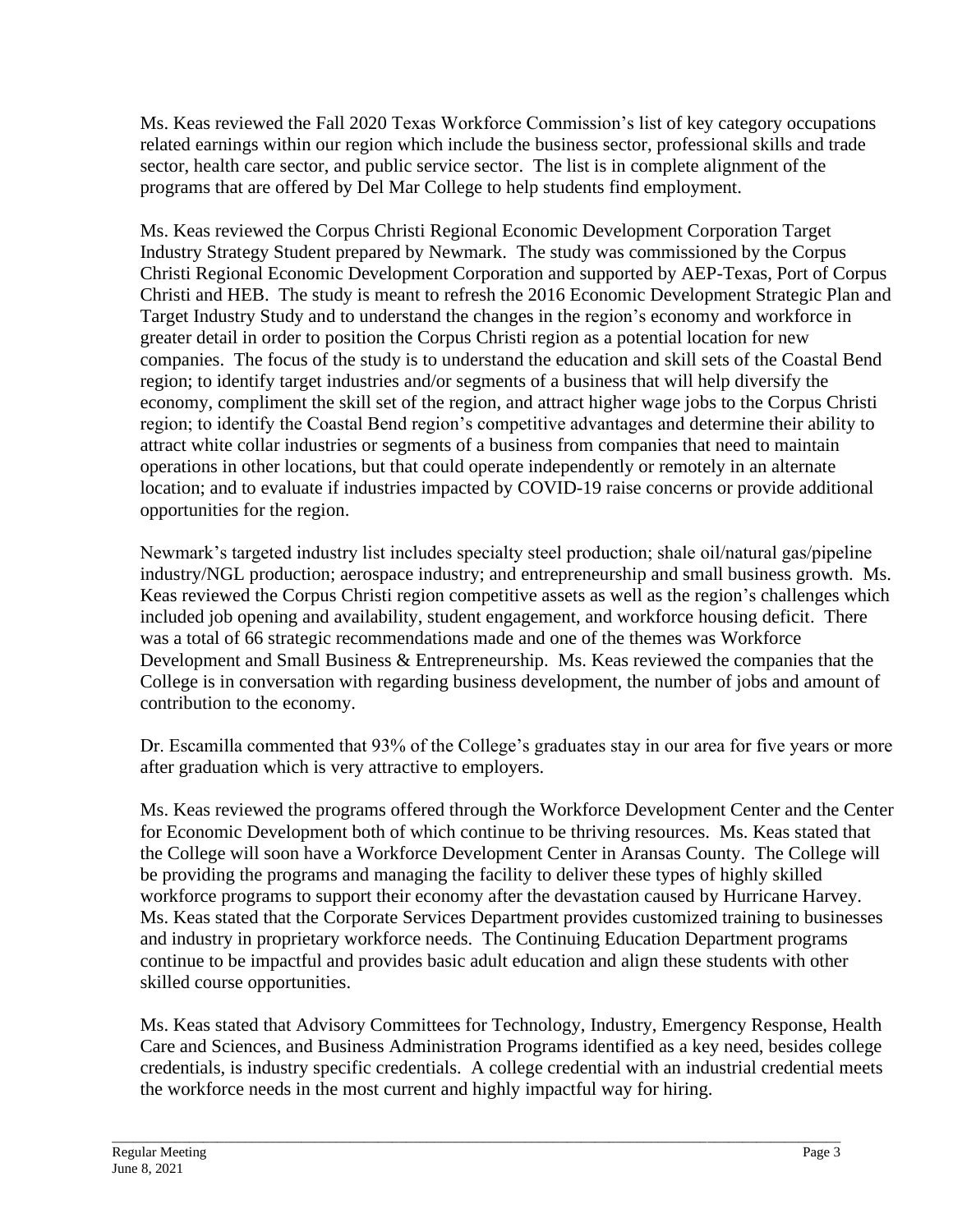Ms. Keas reviewed the Fall 2020 Texas Workforce Commission's list of key category occupations related earnings within our region which include the business sector, professional skills and trade sector, health care sector, and public service sector. The list is in complete alignment of the programs that are offered by Del Mar College to help students find employment.

Ms. Keas reviewed the Corpus Christi Regional Economic Development Corporation Target Industry Strategy Student prepared by Newmark. The study was commissioned by the Corpus Christi Regional Economic Development Corporation and supported by AEP-Texas, Port of Corpus Christi and HEB. The study is meant to refresh the 2016 Economic Development Strategic Plan and Target Industry Study and to understand the changes in the region's economy and workforce in greater detail in order to position the Corpus Christi region as a potential location for new companies. The focus of the study is to understand the education and skill sets of the Coastal Bend region; to identify target industries and/or segments of a business that will help diversify the economy, compliment the skill set of the region, and attract higher wage jobs to the Corpus Christi region; to identify the Coastal Bend region's competitive advantages and determine their ability to attract white collar industries or segments of a business from companies that need to maintain operations in other locations, but that could operate independently or remotely in an alternate location; and to evaluate if industries impacted by COVID-19 raise concerns or provide additional opportunities for the region.

Newmark's targeted industry list includes specialty steel production; shale oil/natural gas/pipeline industry/NGL production; aerospace industry; and entrepreneurship and small business growth. Ms. Keas reviewed the Corpus Christi region competitive assets as well as the region's challenges which included job opening and availability, student engagement, and workforce housing deficit. There was a total of 66 strategic recommendations made and one of the themes was Workforce Development and Small Business & Entrepreneurship. Ms. Keas reviewed the companies that the College is in conversation with regarding business development, the number of jobs and amount of contribution to the economy.

Dr. Escamilla commented that 93% of the College's graduates stay in our area for five years or more after graduation which is very attractive to employers.

Ms. Keas reviewed the programs offered through the Workforce Development Center and the Center for Economic Development both of which continue to be thriving resources. Ms. Keas stated that the College will soon have a Workforce Development Center in Aransas County. The College will be providing the programs and managing the facility to deliver these types of highly skilled workforce programs to support their economy after the devastation caused by Hurricane Harvey. Ms. Keas stated that the Corporate Services Department provides customized training to businesses and industry in proprietary workforce needs. The Continuing Education Department programs continue to be impactful and provides basic adult education and align these students with other skilled course opportunities.

Ms. Keas stated that Advisory Committees for Technology, Industry, Emergency Response, Health Care and Sciences, and Business Administration Programs identified as a key need, besides college credentials, is industry specific credentials. A college credential with an industrial credential meets the workforce needs in the most current and highly impactful way for hiring.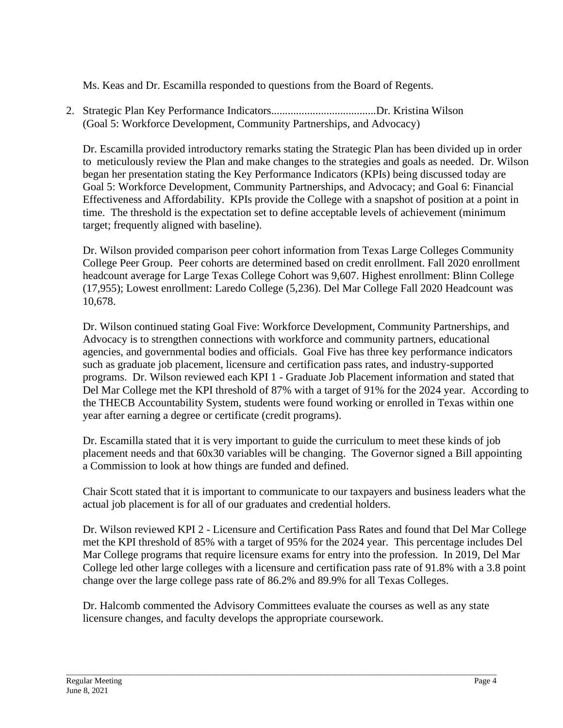Ms. Keas and Dr. Escamilla responded to questions from the Board of Regents.

2. Strategic Plan Key Performance Indicators......................................Dr. Kristina Wilson
   (Goal 5: Workforce Development, Community Partnerships, and Advocacy)

   Dr. Escamilla provided introductory remarks stating the Strategic Plan has been divided up in order to meticulously review the Plan and make changes to the strategies and goals as needed. Dr. Wilson began her presentation stating the Key Performance Indicators (KPIs) being discussed today are Goal 5: Workforce Development, Community Partnerships, and Advocacy; and Goal 6: Financial Effectiveness and Affordability. KPIs provide the College with a snapshot of position at a point in time. The threshold is the expectation set to define acceptable levels of achievement (minimum target; frequently aligned with baseline).

   Dr. Wilson provided comparison peer cohort information from Texas Large Colleges Community College Peer Group. Peer cohorts are determined based on credit enrollment. Fall 2020 enrollment headcount average for Large Texas College Cohort was 9,607. Highest enrollment: Blinn College (17,955); Lowest enrollment: Laredo College (5,236). Del Mar College Fall 2020 Headcount was 10,678.

   Dr. Wilson continued stating Goal Five: Workforce Development, Community Partnerships, and Advocacy is to strengthen connections with workforce and community partners, educational agencies, and governmental bodies and officials. Goal Five has three key performance indicators such as graduate job placement, licensure and certification pass rates, and industry-supported programs. Dr. Wilson reviewed each KPI 1 - Graduate Job Placement information and stated that Del Mar College met the KPI threshold of 87% with a target of 91% for the 2024 year. According to the THECB Accountability System, students were found working or enrolled in Texas within one year after earning a degree or certificate (credit programs).

   Dr. Escamilla stated that it is very important to guide the curriculum to meet these kinds of job placement needs and that 60x30 variables will be changing. The Governor signed a Bill appointing a Commission to look at how things are funded and defined.

   Chair Scott stated that it is important to communicate to our taxpayers and business leaders what the actual job placement is for all of our graduates and credential holders.

   Dr. Wilson reviewed KPI 2 - Licensure and Certification Pass Rates and found that Del Mar College met the KPI threshold of 85% with a target of 95% for the 2024 year. This percentage includes Del Mar College programs that require licensure exams for entry into the profession. In 2019, Del Mar College led other large colleges with a licensure and certification pass rate of 91.8% with a 3.8 point change over the large college pass rate of 86.2% and 89.9% for all Texas Colleges.

   Dr. Halcomb commented the Advisory Committees evaluate the courses as well as any state licensure changes, and faculty develops the appropriate coursework.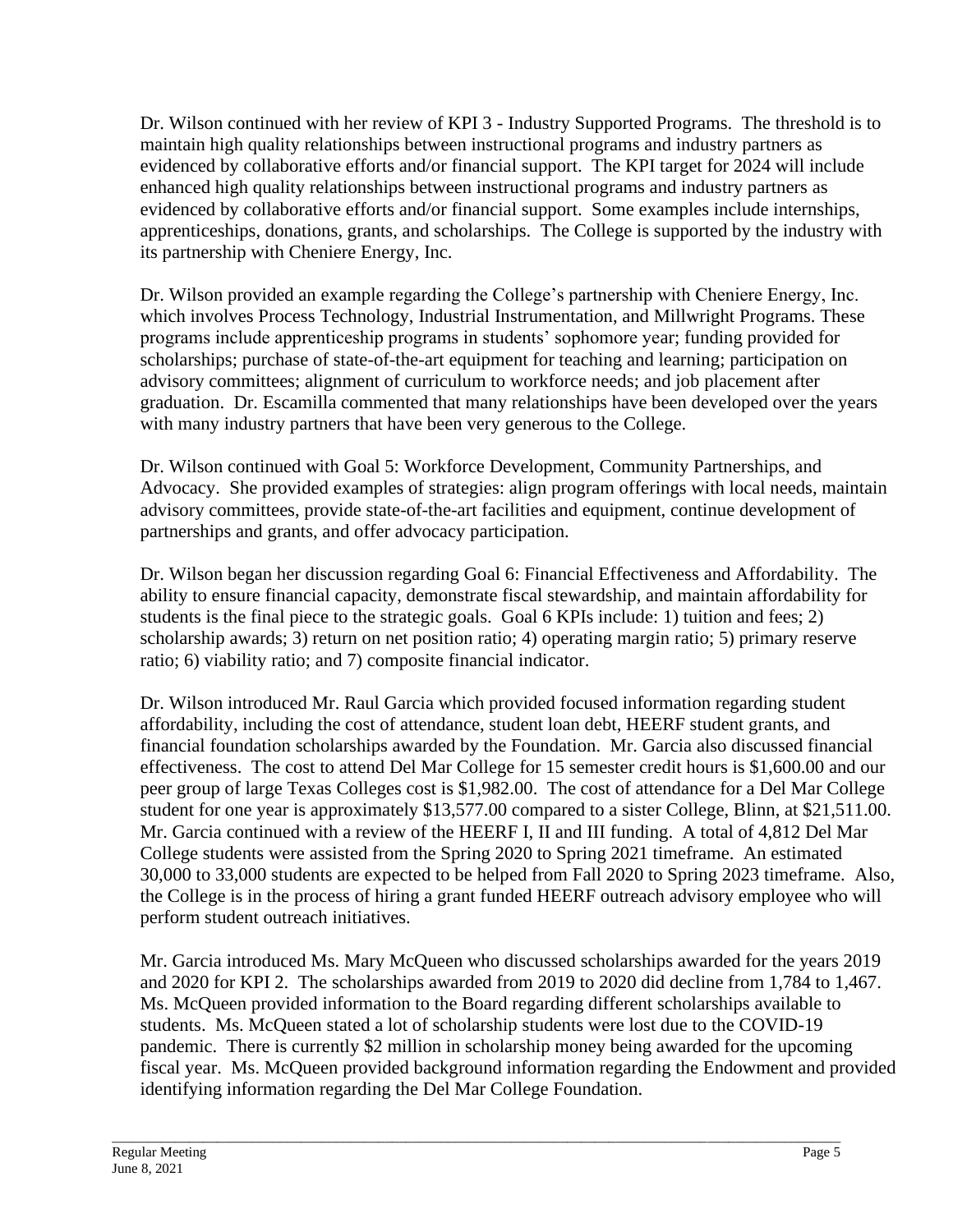Dr. Wilson continued with her review of KPI 3 - Industry Supported Programs. The threshold is to maintain high quality relationships between instructional programs and industry partners as evidenced by collaborative efforts and/or financial support. The KPI target for 2024 will include enhanced high quality relationships between instructional programs and industry partners as evidenced by collaborative efforts and/or financial support. Some examples include internships, apprenticeships, donations, grants, and scholarships. The College is supported by the industry with its partnership with Cheniere Energy, Inc.

Dr. Wilson provided an example regarding the College's partnership with Cheniere Energy, Inc. which involves Process Technology, Industrial Instrumentation, and Millwright Programs. These programs include apprenticeship programs in students' sophomore year; funding provided for scholarships; purchase of state-of-the-art equipment for teaching and learning; participation on advisory committees; alignment of curriculum to workforce needs; and job placement after graduation. Dr. Escamilla commented that many relationships have been developed over the years with many industry partners that have been very generous to the College.

Dr. Wilson continued with Goal 5: Workforce Development, Community Partnerships, and Advocacy. She provided examples of strategies: align program offerings with local needs, maintain advisory committees, provide state-of-the-art facilities and equipment, continue development of partnerships and grants, and offer advocacy participation.

Dr. Wilson began her discussion regarding Goal 6: Financial Effectiveness and Affordability. The ability to ensure financial capacity, demonstrate fiscal stewardship, and maintain affordability for students is the final piece to the strategic goals. Goal 6 KPIs include: 1) tuition and fees; 2) scholarship awards; 3) return on net position ratio; 4) operating margin ratio; 5) primary reserve ratio; 6) viability ratio; and 7) composite financial indicator.

Dr. Wilson introduced Mr. Raul Garcia which provided focused information regarding student affordability, including the cost of attendance, student loan debt, HEERF student grants, and financial foundation scholarships awarded by the Foundation. Mr. Garcia also discussed financial effectiveness. The cost to attend Del Mar College for 15 semester credit hours is $1,600.00 and our peer group of large Texas Colleges cost is $1,982.00. The cost of attendance for a Del Mar College student for one year is approximately $13,577.00 compared to a sister College, Blinn, at $21,511.00. Mr. Garcia continued with a review of the HEERF I, II and III funding. A total of 4,812 Del Mar College students were assisted from the Spring 2020 to Spring 2021 timeframe. An estimated 30,000 to 33,000 students are expected to be helped from Fall 2020 to Spring 2023 timeframe. Also, the College is in the process of hiring a grant funded HEERF outreach advisory employee who will perform student outreach initiatives.

Mr. Garcia introduced Ms. Mary McQueen who discussed scholarships awarded for the years 2019 and 2020 for KPI 2. The scholarships awarded from 2019 to 2020 did decline from 1,784 to 1,467. Ms. McQueen provided information to the Board regarding different scholarships available to students. Ms. McQueen stated a lot of scholarship students were lost due to the COVID-19 pandemic. There is currently $2 million in scholarship money being awarded for the upcoming fiscal year. Ms. McQueen provided background information regarding the Endowment and provided identifying information regarding the Del Mar College Foundation.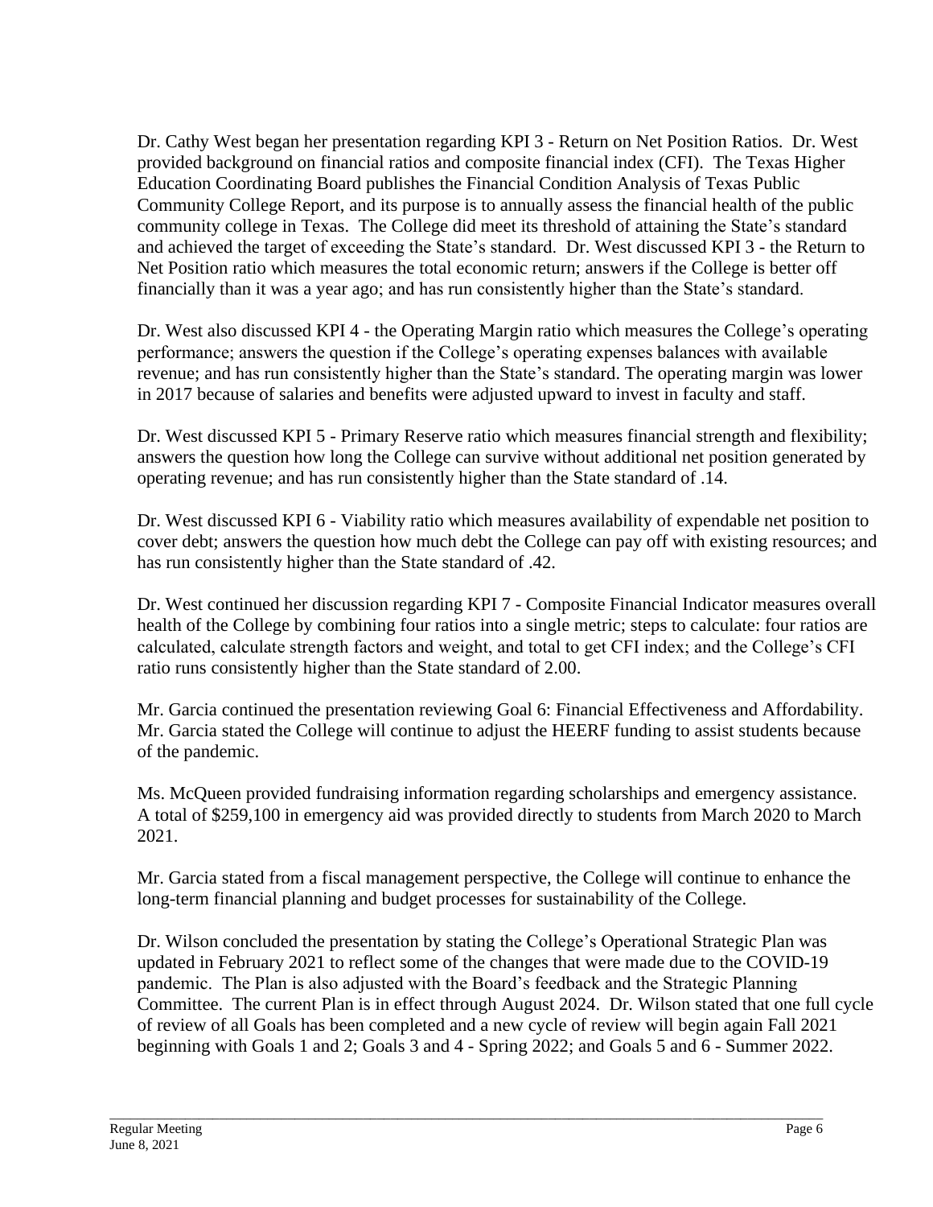Dr. Cathy West began her presentation regarding KPI 3 - Return on Net Position Ratios. Dr. West provided background on financial ratios and composite financial index (CFI). The Texas Higher Education Coordinating Board publishes the Financial Condition Analysis of Texas Public Community College Report, and its purpose is to annually assess the financial health of the public community college in Texas. The College did meet its threshold of attaining the State's standard and achieved the target of exceeding the State's standard. Dr. West discussed KPI 3 - the Return to Net Position ratio which measures the total economic return; answers if the College is better off financially than it was a year ago; and has run consistently higher than the State's standard.

Dr. West also discussed KPI 4 - the Operating Margin ratio which measures the College's operating performance; answers the question if the College's operating expenses balances with available revenue; and has run consistently higher than the State's standard. The operating margin was lower in 2017 because of salaries and benefits were adjusted upward to invest in faculty and staff.

Dr. West discussed KPI 5 - Primary Reserve ratio which measures financial strength and flexibility; answers the question how long the College can survive without additional net position generated by operating revenue; and has run consistently higher than the State standard of .14.

Dr. West discussed KPI 6 - Viability ratio which measures availability of expendable net position to cover debt; answers the question how much debt the College can pay off with existing resources; and has run consistently higher than the State standard of .42.

Dr. West continued her discussion regarding KPI 7 - Composite Financial Indicator measures overall health of the College by combining four ratios into a single metric; steps to calculate: four ratios are calculated, calculate strength factors and weight, and total to get CFI index; and the College's CFI ratio runs consistently higher than the State standard of 2.00.

Mr. Garcia continued the presentation reviewing Goal 6: Financial Effectiveness and Affordability. Mr. Garcia stated the College will continue to adjust the HEERF funding to assist students because of the pandemic.

Ms. McQueen provided fundraising information regarding scholarships and emergency assistance. A total of $259,100 in emergency aid was provided directly to students from March 2020 to March 2021.

Mr. Garcia stated from a fiscal management perspective, the College will continue to enhance the long-term financial planning and budget processes for sustainability of the College.

Dr. Wilson concluded the presentation by stating the College's Operational Strategic Plan was updated in February 2021 to reflect some of the changes that were made due to the COVID-19 pandemic. The Plan is also adjusted with the Board's feedback and the Strategic Planning Committee. The current Plan is in effect through August 2024. Dr. Wilson stated that one full cycle of review of all Goals has been completed and a new cycle of review will begin again Fall 2021 beginning with Goals 1 and 2; Goals 3 and 4 - Spring 2022; and Goals 5 and 6 - Summer 2022.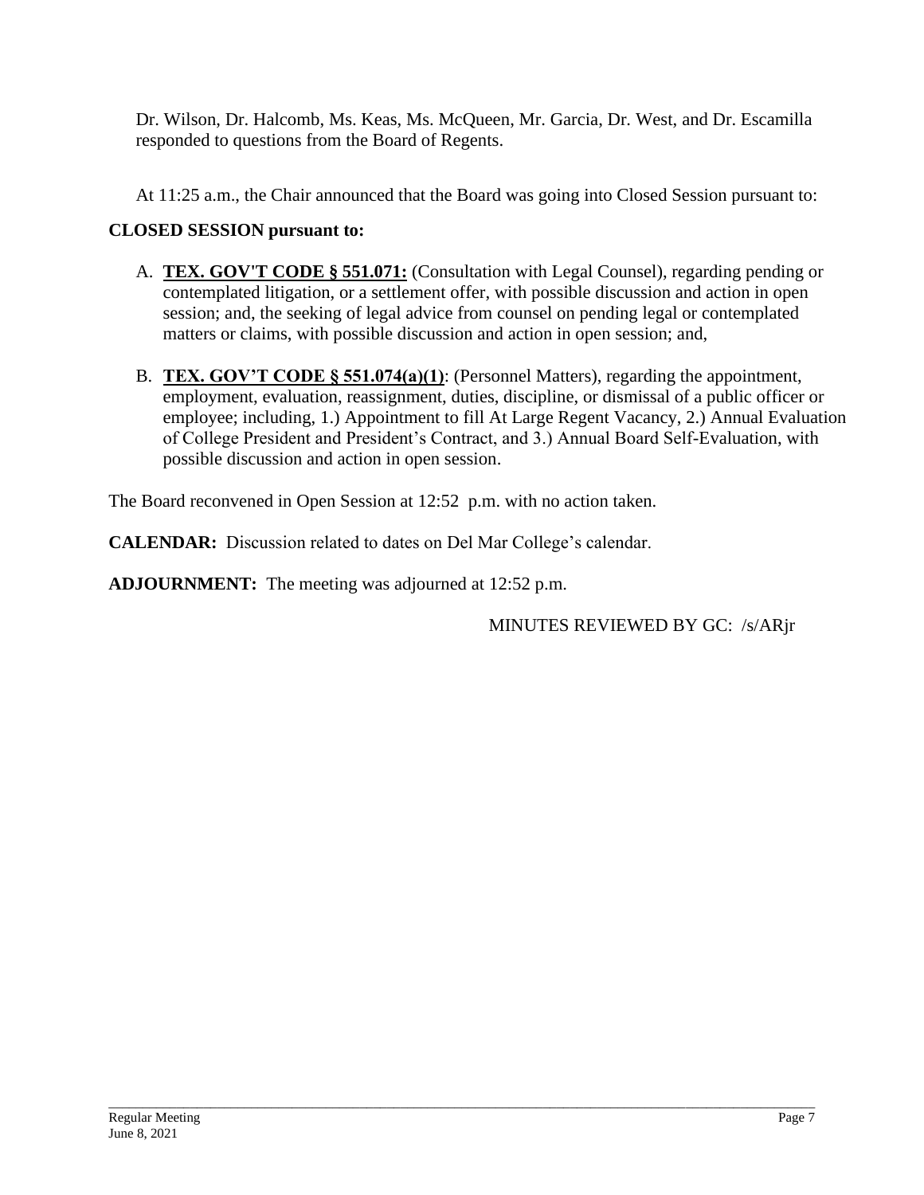Dr. Wilson, Dr. Halcomb, Ms. Keas, Ms. McQueen, Mr. Garcia, Dr. West, and Dr. Escamilla responded to questions from the Board of Regents.

At 11:25 a.m., the Chair announced that the Board was going into Closed Session pursuant to:

**CLOSED SESSION pursuant to:**

A. **TEX. GOV'T CODE § 551.071:** (Consultation with Legal Counsel), regarding pending or contemplated litigation, or a settlement offer, with possible discussion and action in open session; and, the seeking of legal advice from counsel on pending legal or contemplated matters or claims, with possible discussion and action in open session; and,

B. **TEX. GOV'T CODE § 551.074(a)(1)**: (Personnel Matters), regarding the appointment, employment, evaluation, reassignment, duties, discipline, or dismissal of a public officer or employee; including, 1.) Appointment to fill At Large Regent Vacancy, 2.) Annual Evaluation of College President and President's Contract, and 3.) Annual Board Self-Evaluation, with possible discussion and action in open session.

The Board reconvened in Open Session at 12:52 p.m. with no action taken.

**CALENDAR:** Discussion related to dates on Del Mar College's calendar.

**ADJOURNMENT:** The meeting was adjourned at 12:52 p.m.

MINUTES REVIEWED BY GC: /s/ARjr